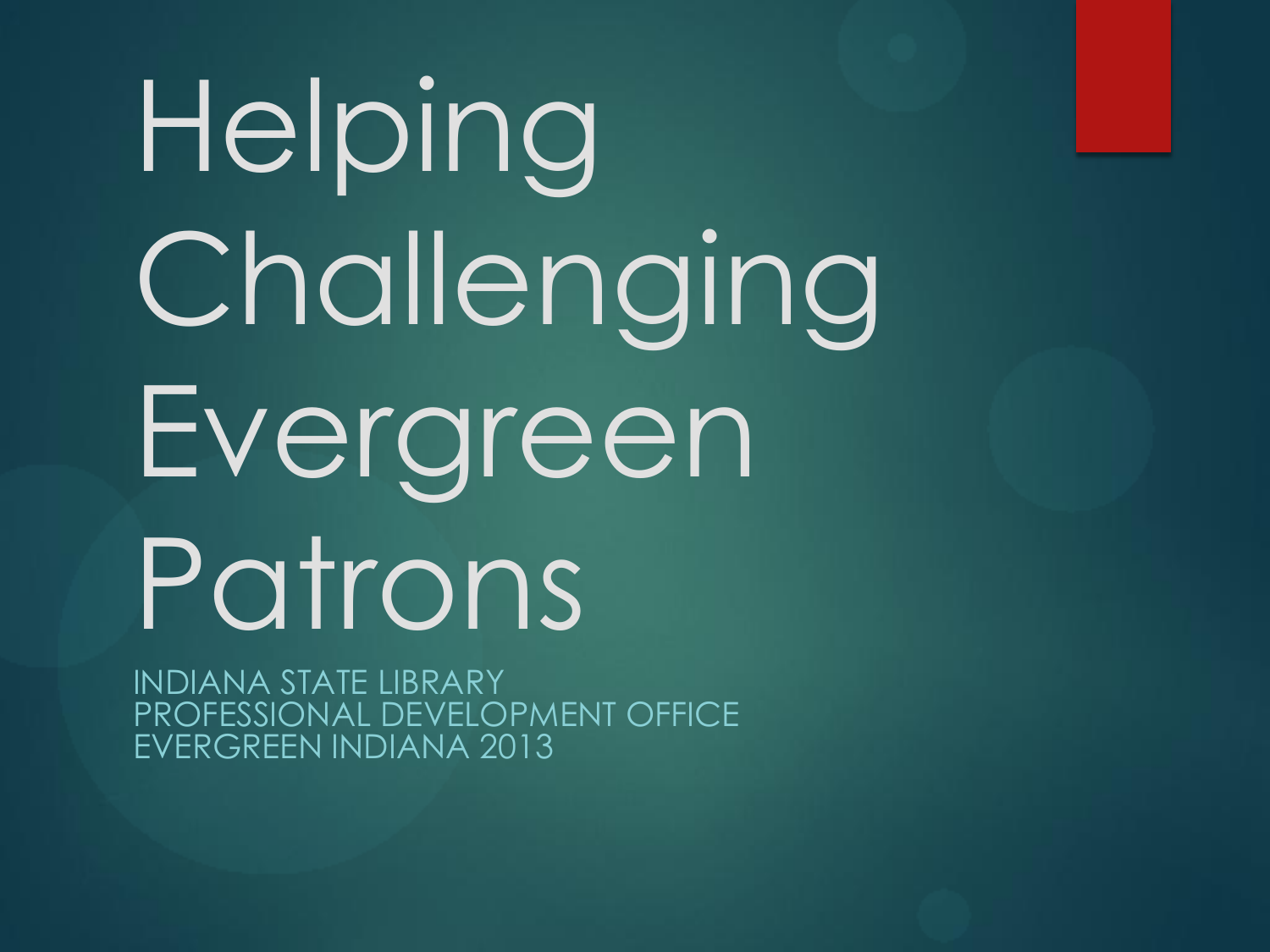# Helping Challenging Evergreen Patrons

INDIANA STATE LIBRARY
PROFESSIONAL DEVELOPMENT OFFICE
EVERGREEN INDIANA 2013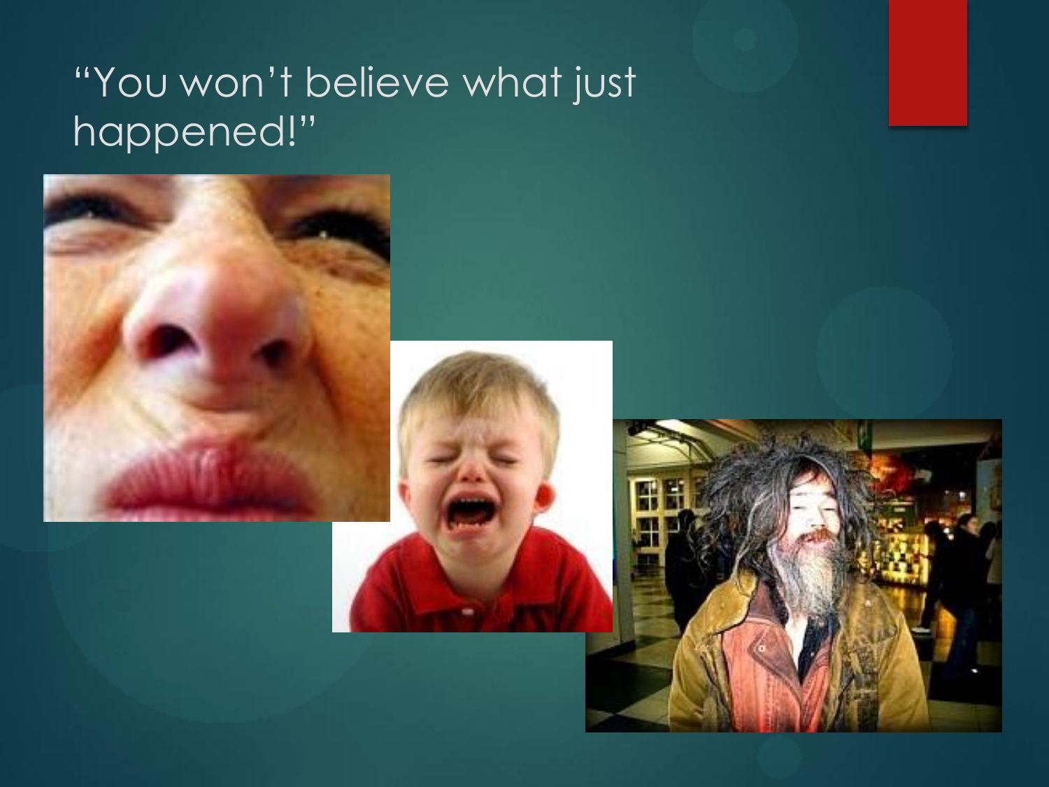# "You won't believe what just happened!"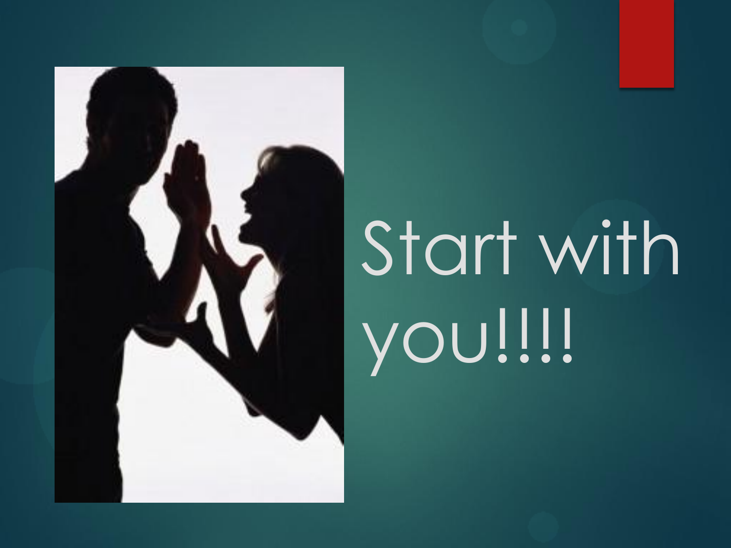# Start with you!!!!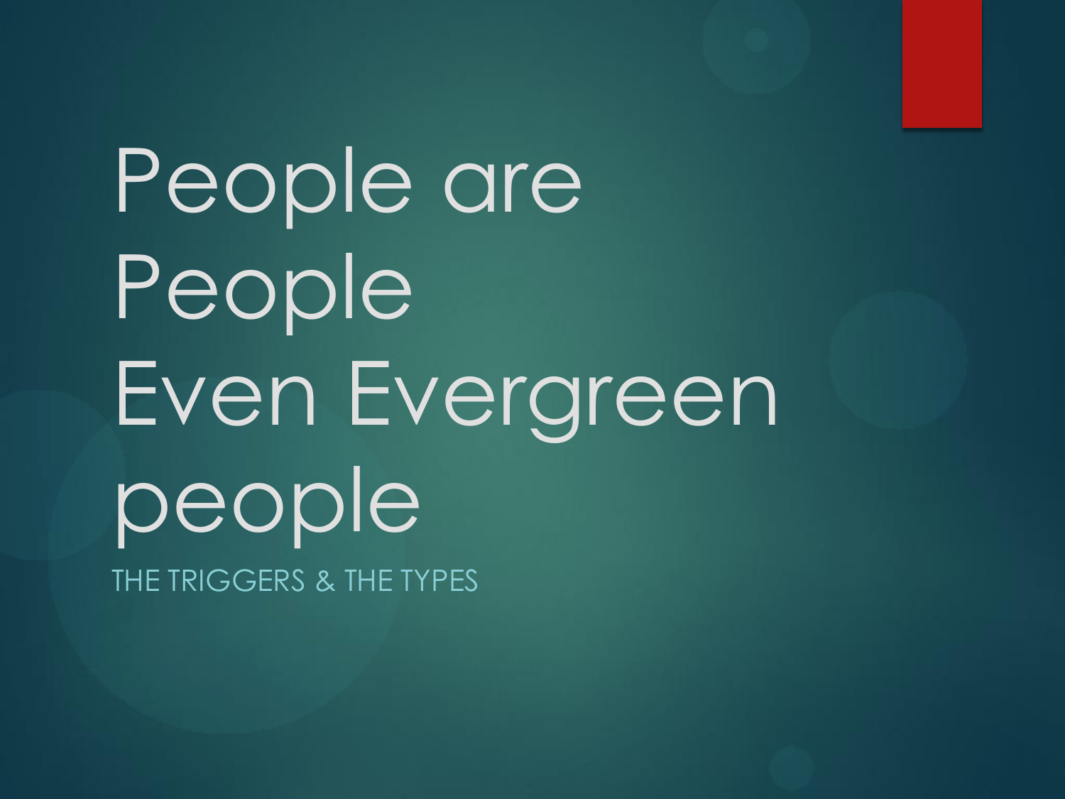# People are People Even Evergreen people

THE TRIGGERS & THE TYPES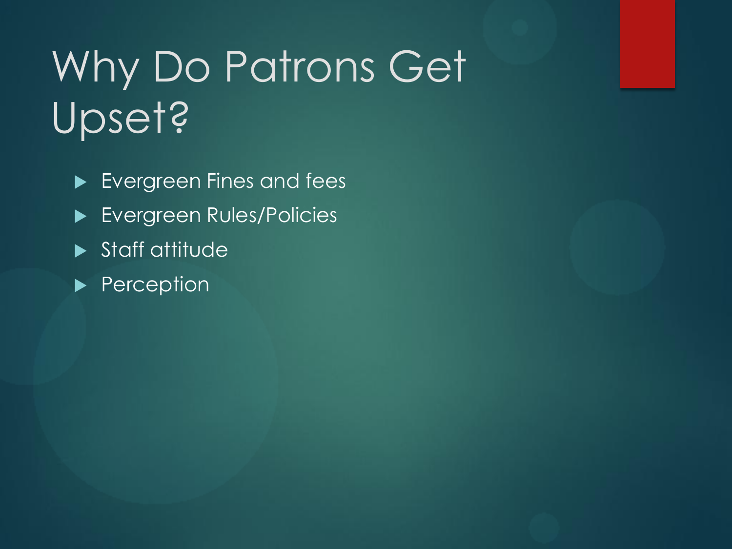# Why Do Patrons Get Upset?

- Evergreen Fines and fees
- Evergreen Rules/Policies
- Staff attitude
- Perception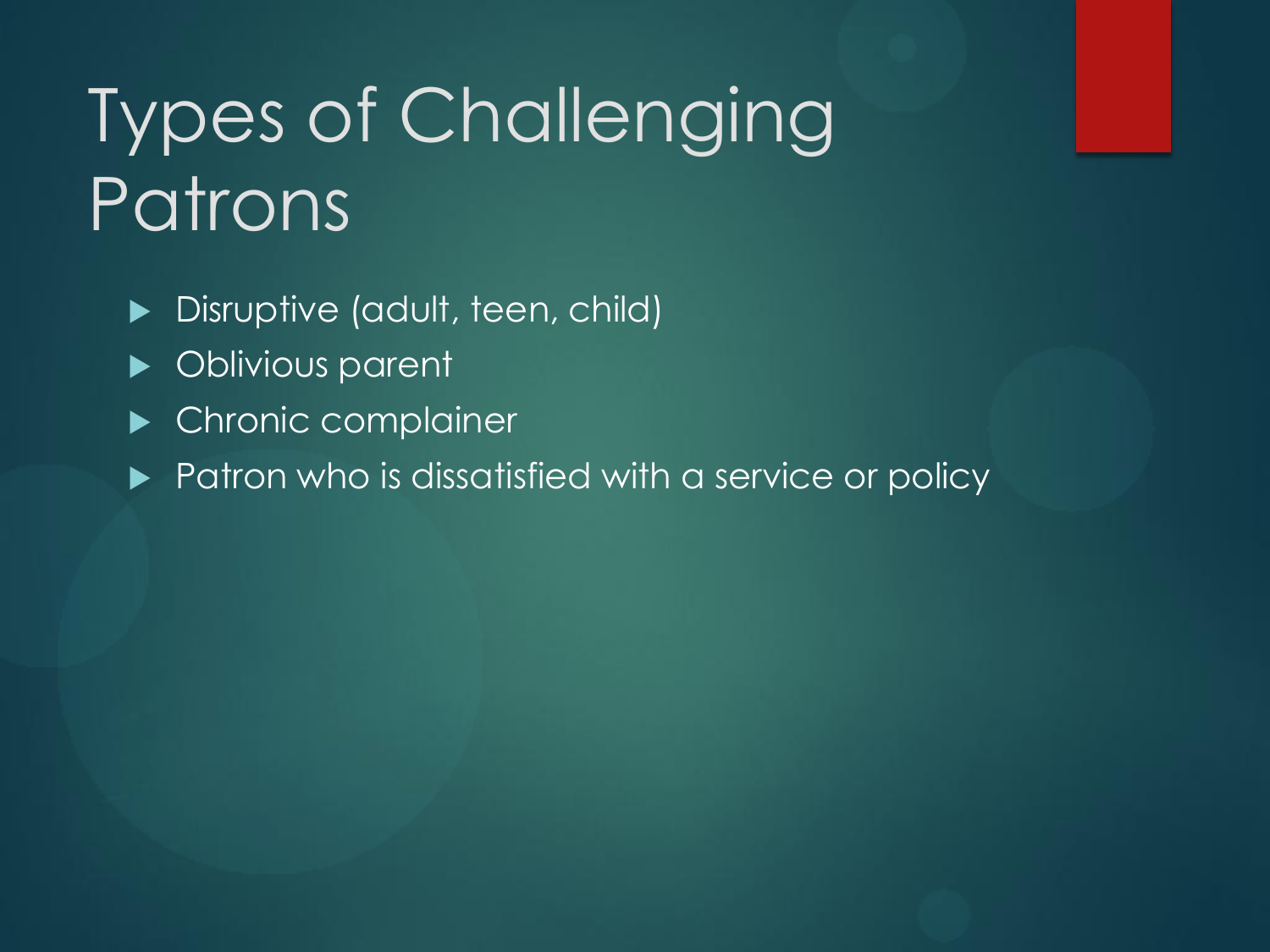# Types of Challenging Patrons

- Disruptive (adult, teen, child)
- Oblivious parent
- Chronic complainer
- Patron who is dissatisfied with a service or policy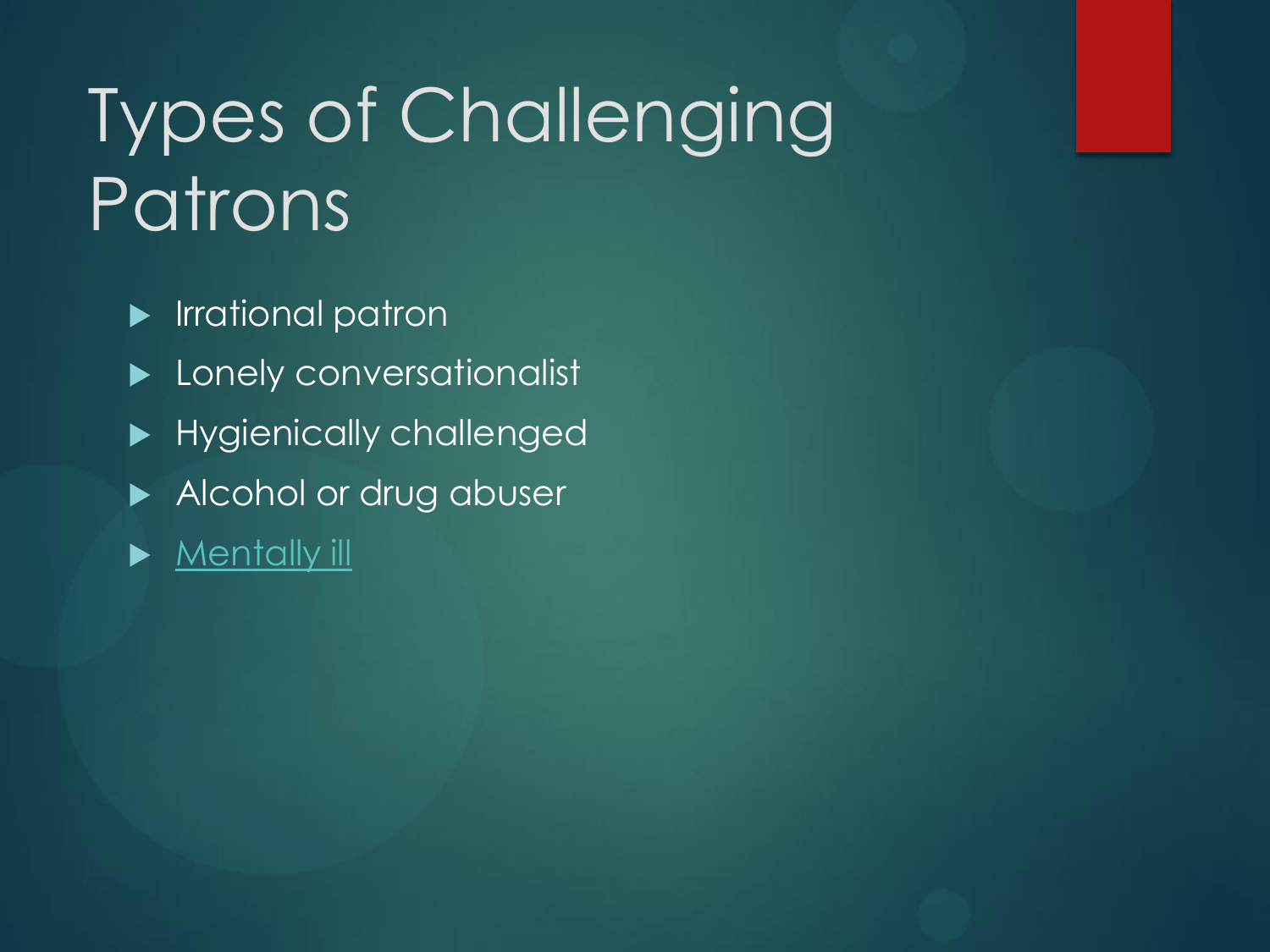# Types of Challenging Patrons

- Irrational patron
- Lonely conversationalist
- Hygienically challenged
- Alcohol or drug abuser
- Mentally ill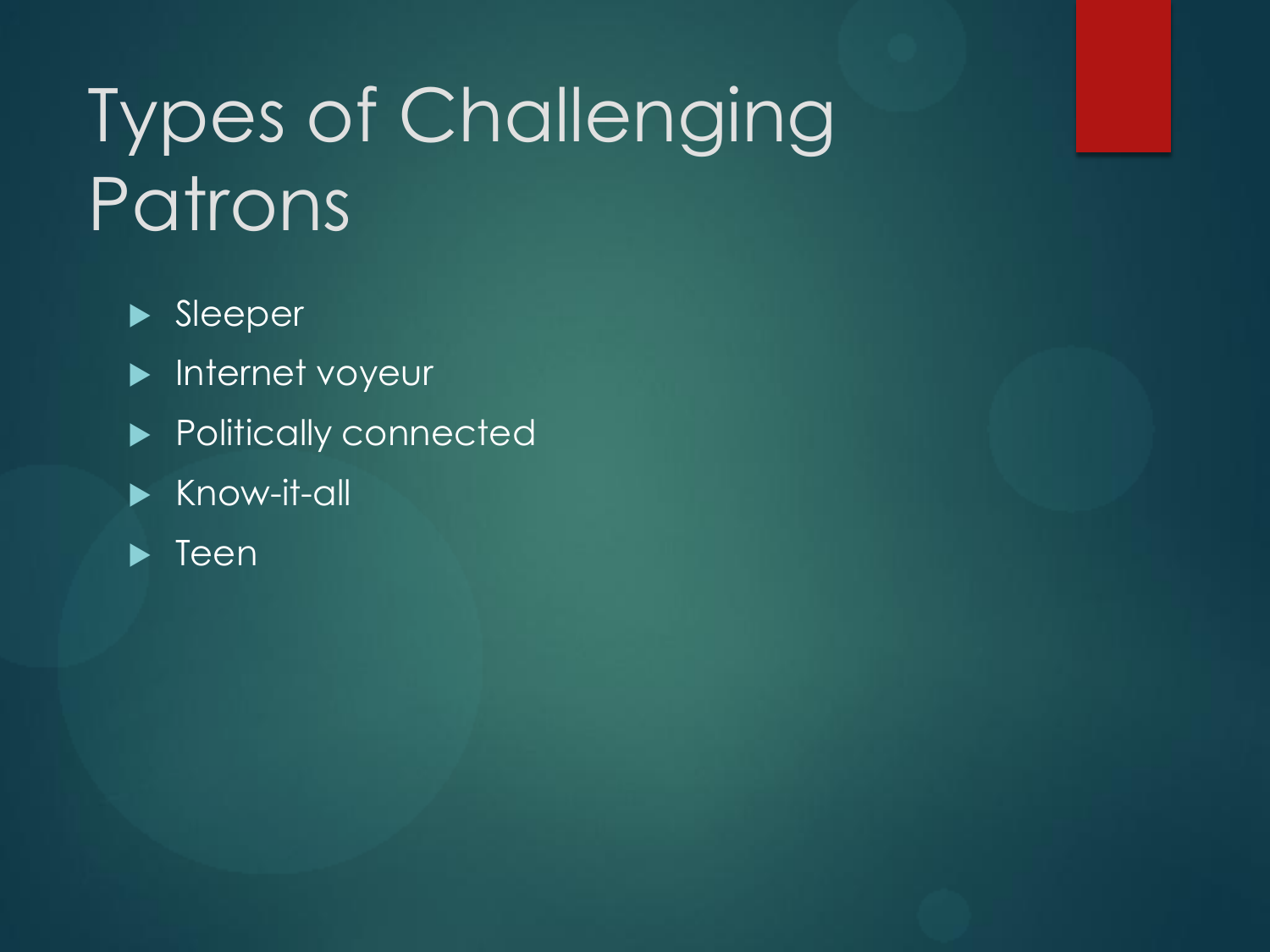# Types of Challenging Patrons

- Sleeper
- Internet voyeur
- Politically connected
- Know-it-all
- Teen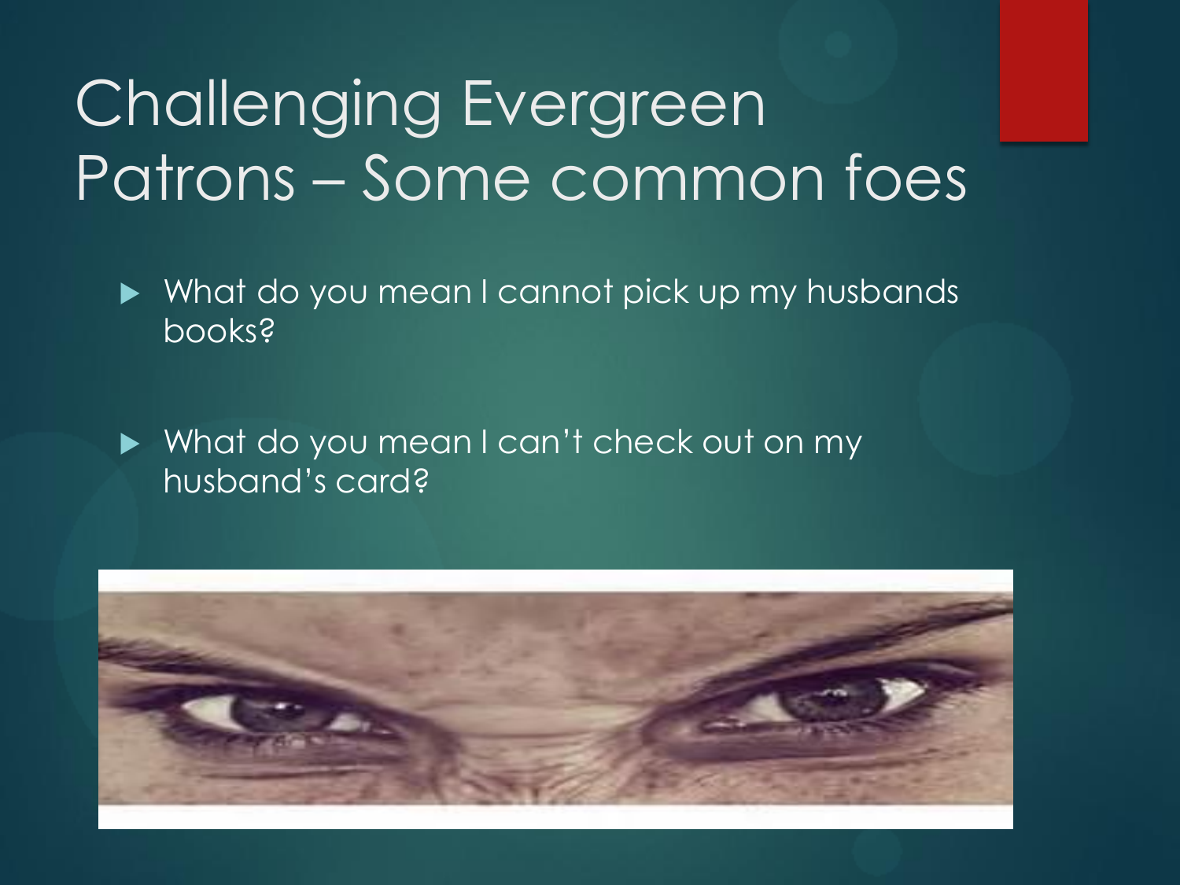# Challenging Evergreen Patrons – Some common foes

- What do you mean I cannot pick up my husbands books?
- What do you mean I can't check out on my husband's card?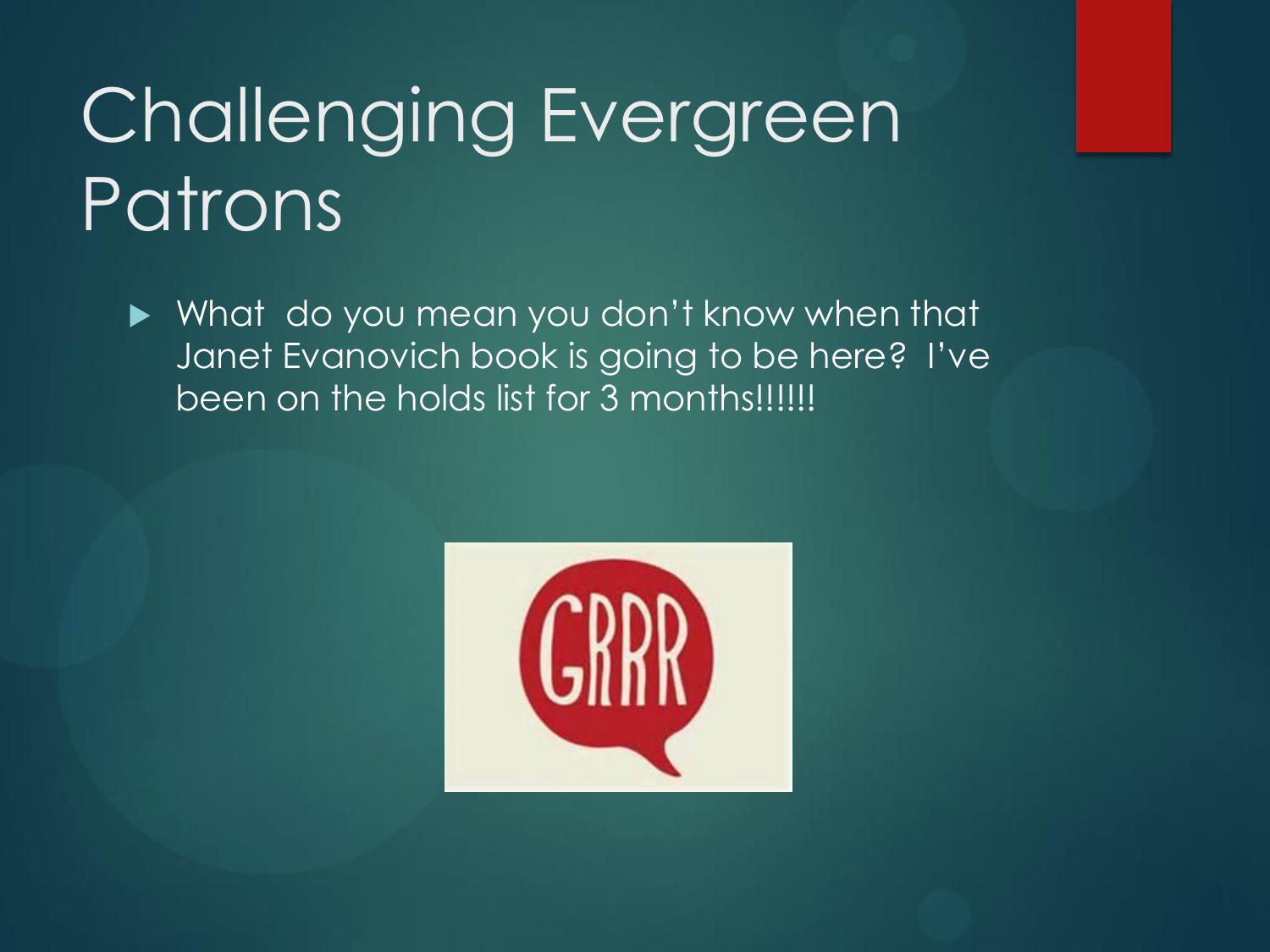# Challenging Evergreen Patrons

- What  do you mean you don't know when that Janet Evanovich book is going to be here?  I've been on the holds list for 3 months!!!!!!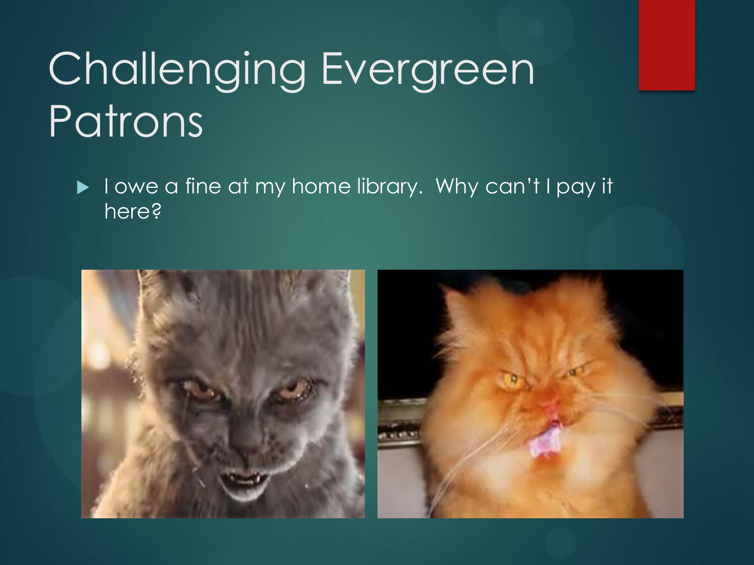# Challenging Evergreen Patrons

- I owe a fine at my home library. Why can't I pay it here?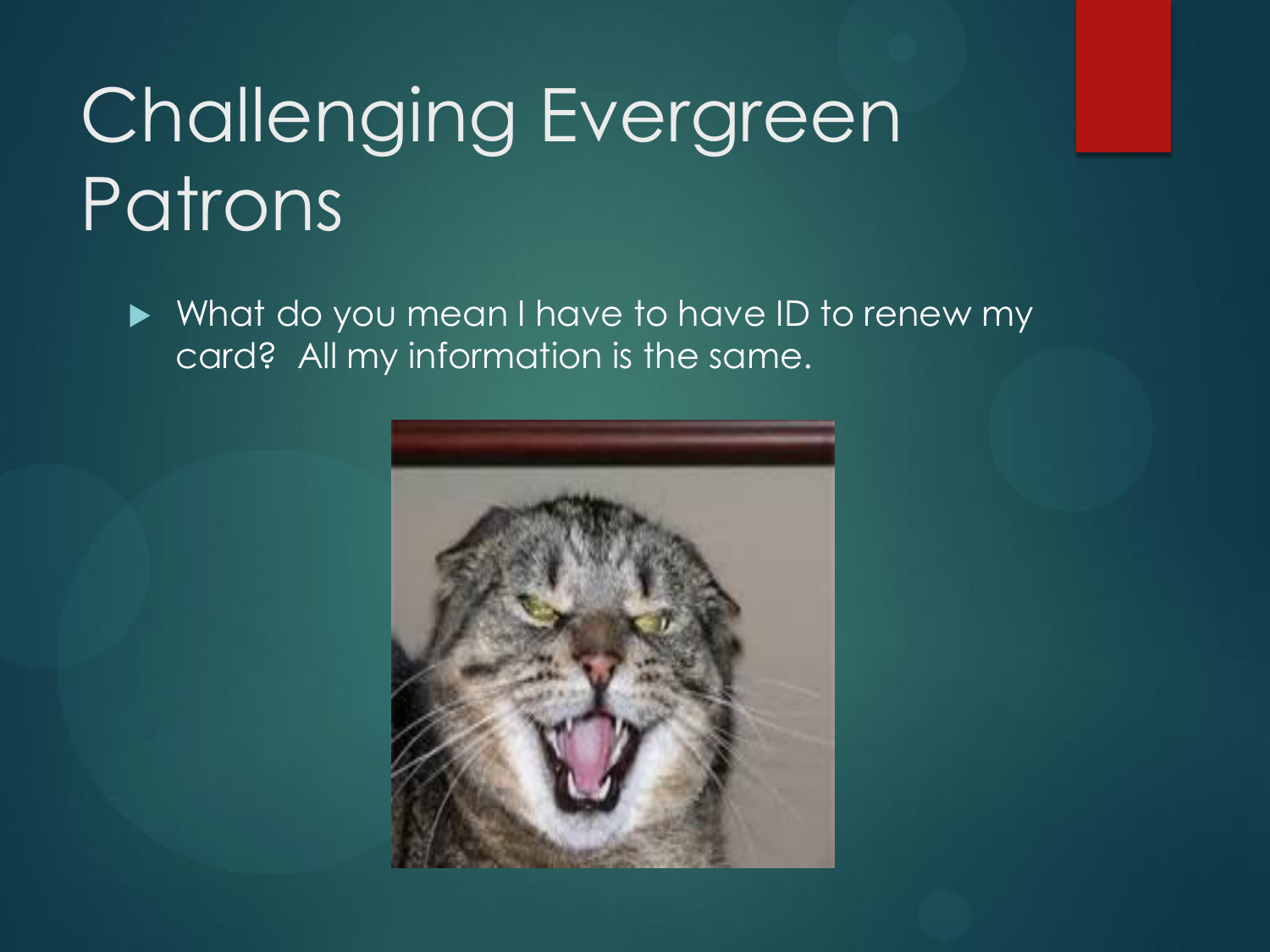# Challenging Evergreen Patrons

- What do you mean I have to have ID to renew my card? All my information is the same.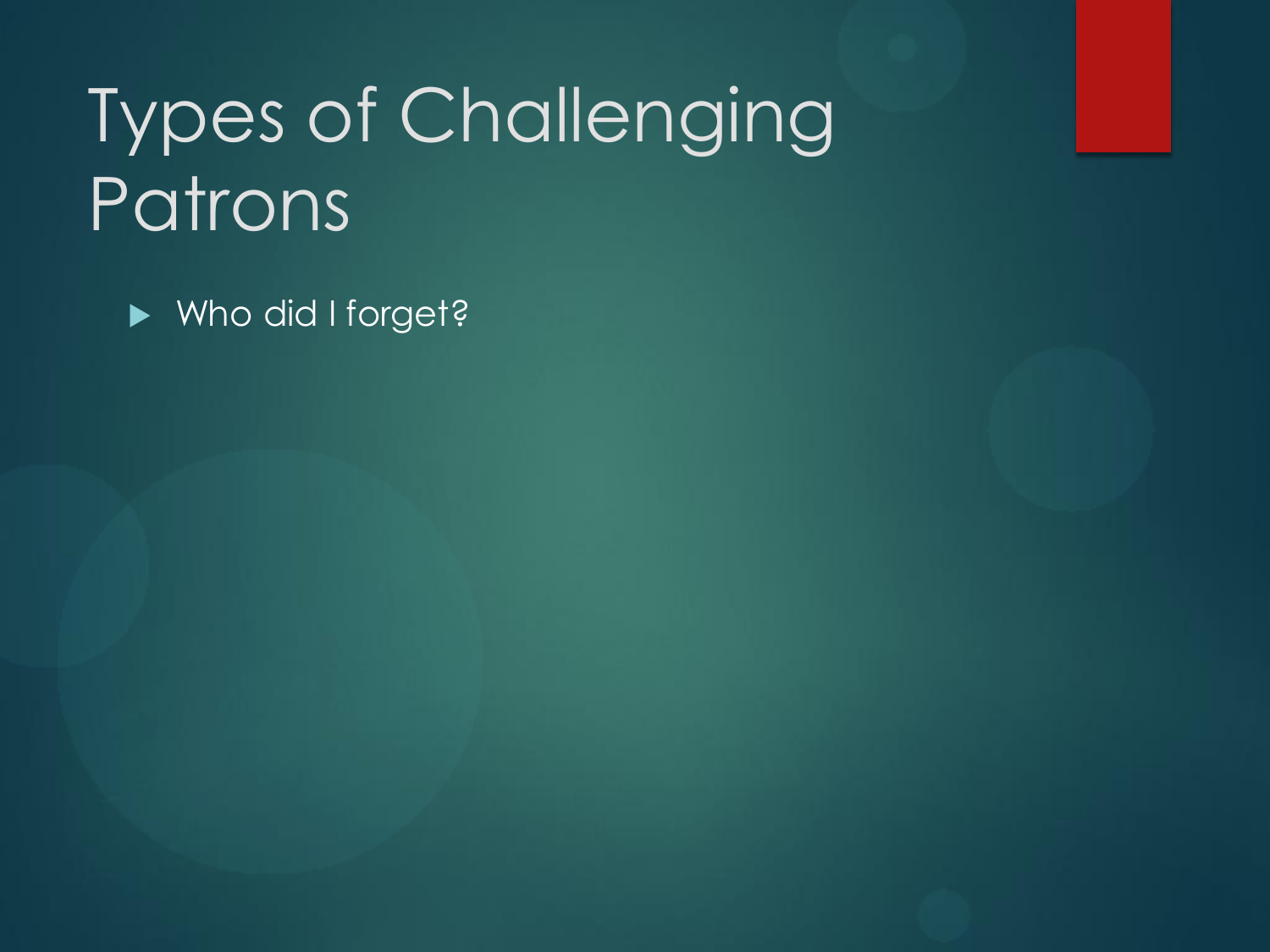# Types of Challenging Patrons

- Who did I forget?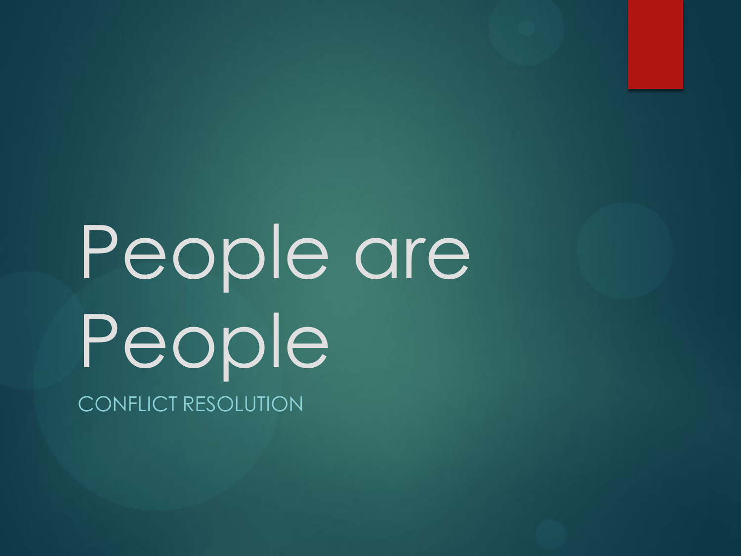# People are People

CONFLICT RESOLUTION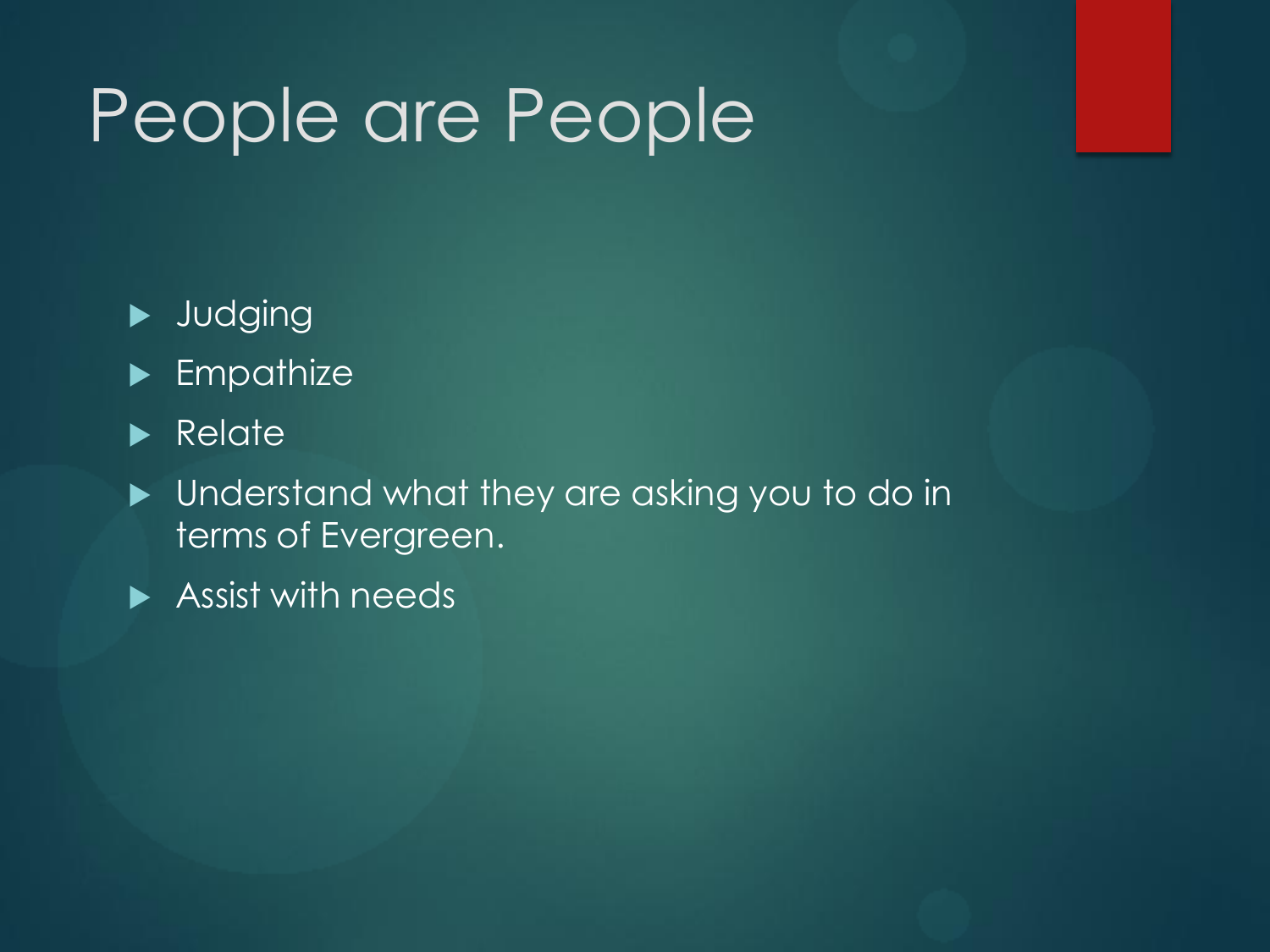# People are People

- Judging
- Empathize
- Relate
- Understand what they are asking you to do in terms of Evergreen.
- Assist with needs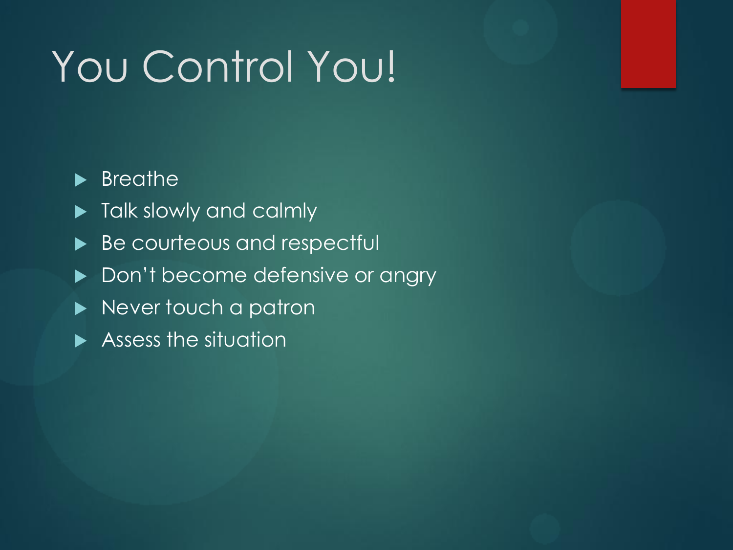# You Control You!

- Breathe
- Talk slowly and calmly
- Be courteous and respectful
- Don’t become defensive or angry
- Never touch a patron
- Assess the situation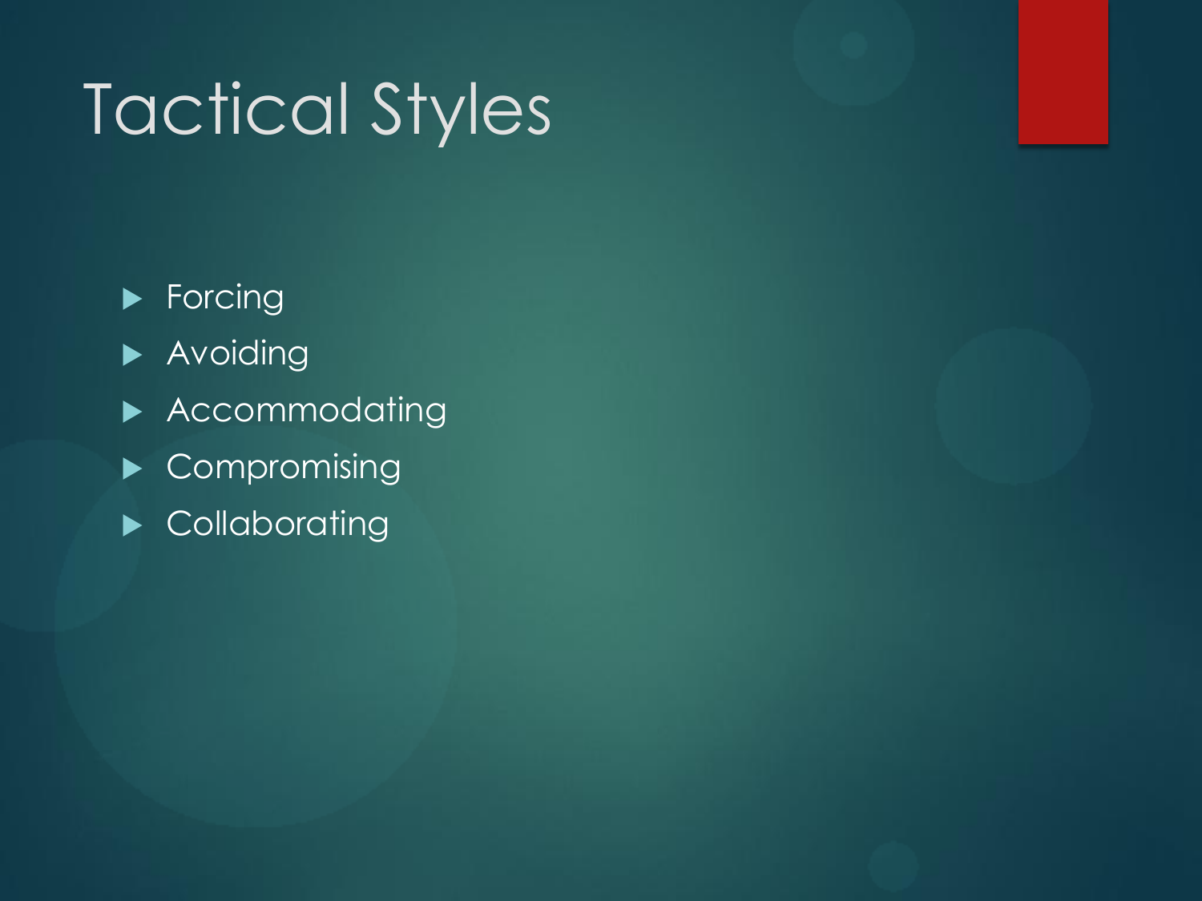# Tactical Styles

- Forcing
- Avoiding
- Accommodating
- Compromising
- Collaborating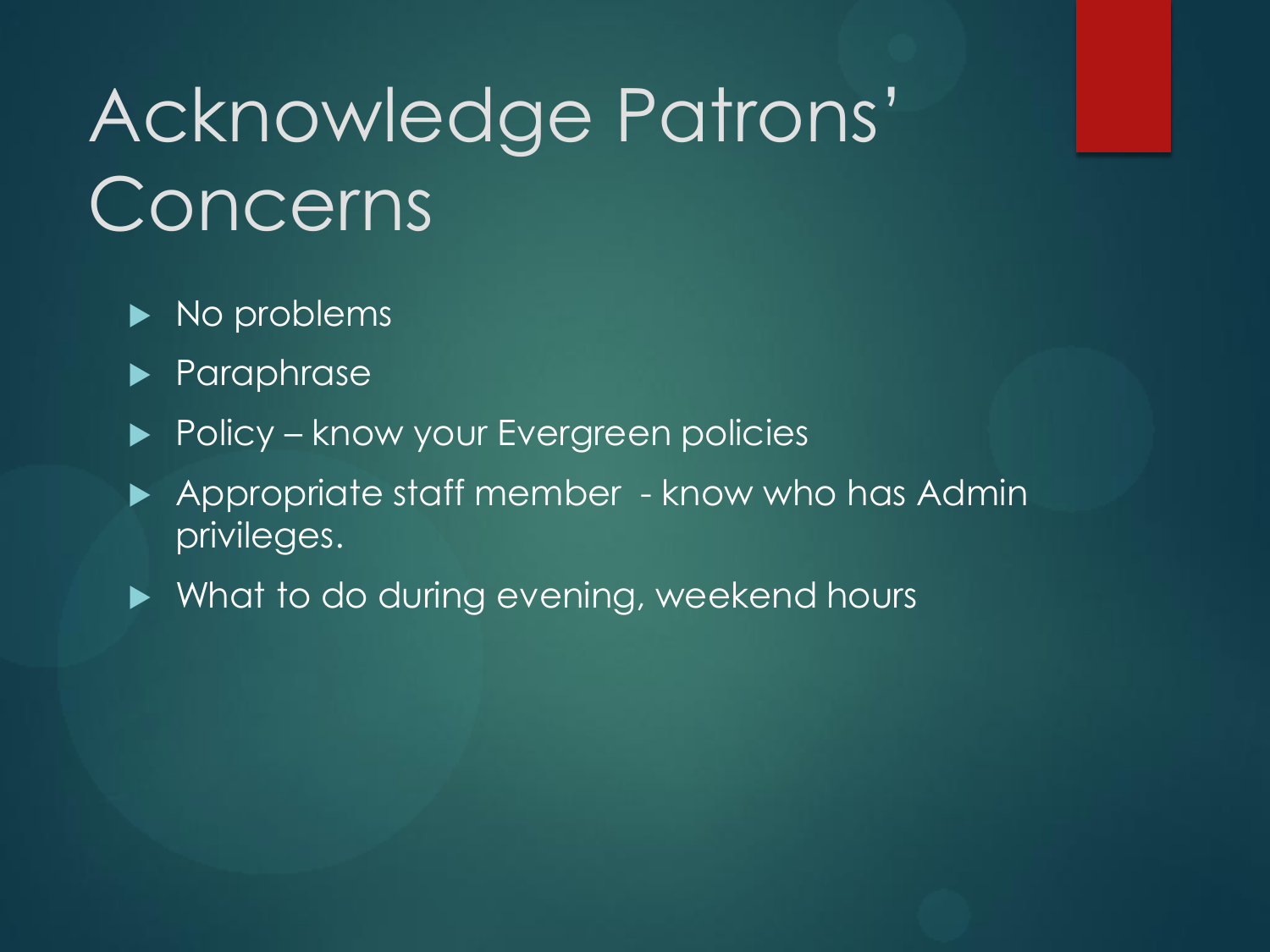# Acknowledge Patrons' Concerns

- No problems
- Paraphrase
- Policy – know your Evergreen policies
- Appropriate staff member - know who has Admin privileges.
- What to do during evening, weekend hours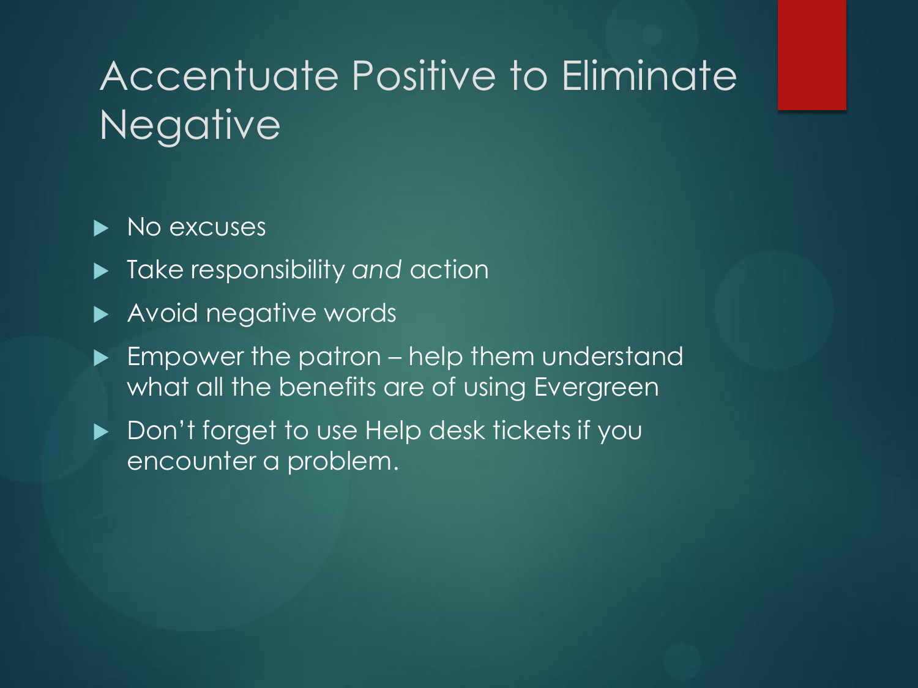# Accentuate Positive to Eliminate Negative

- No excuses
- Take responsibility *and* action
- Avoid negative words
- Empower the patron – help them understand what all the benefits are of using Evergreen
- Don't forget to use Help desk tickets if you encounter a problem.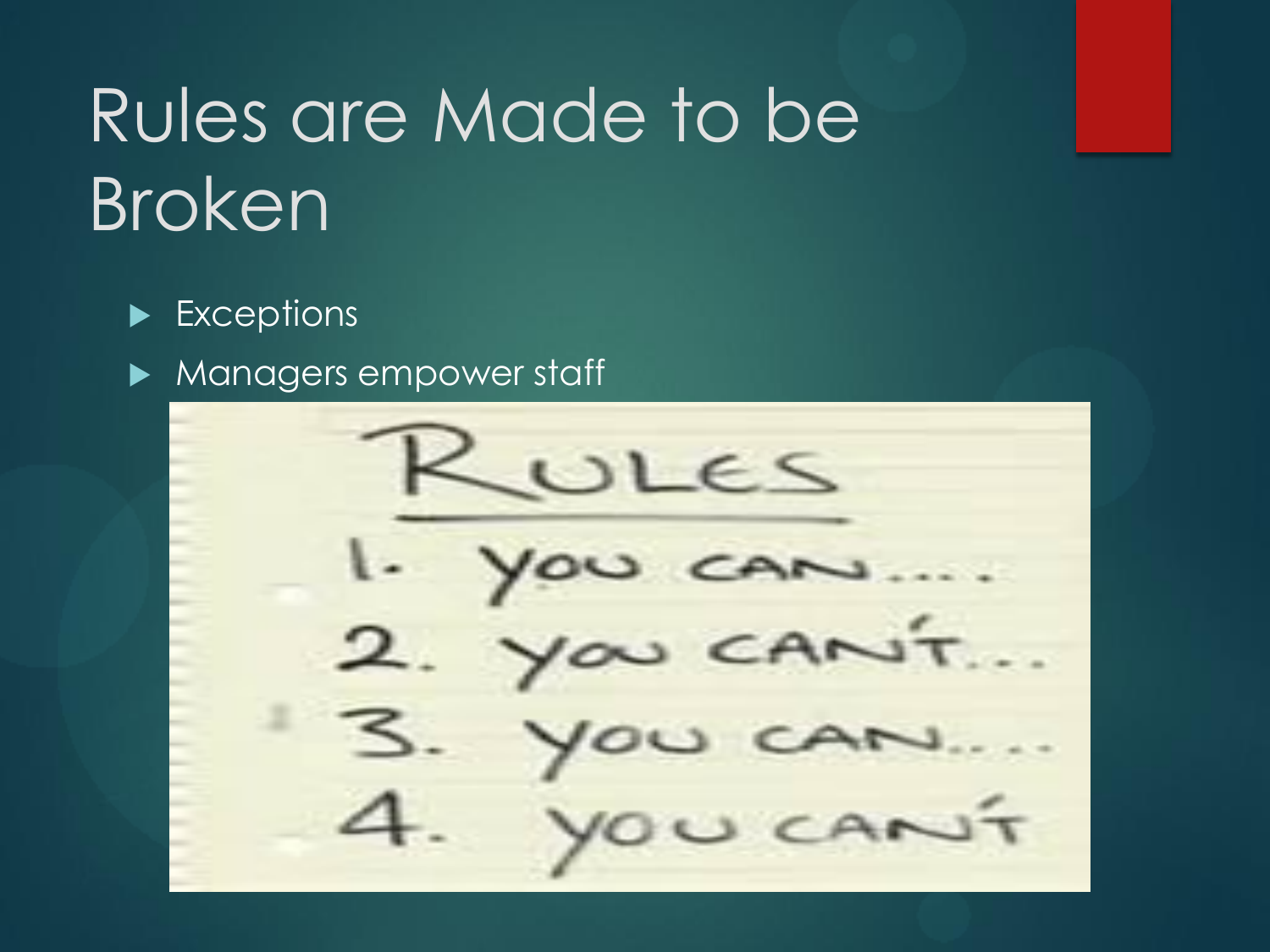# Rules are Made to be Broken

- Exceptions
- Managers empower staff

RULES

1. YOU CAN....
2. YOU CAN'T...
3. YOU CAN...
4. YOU CAN'T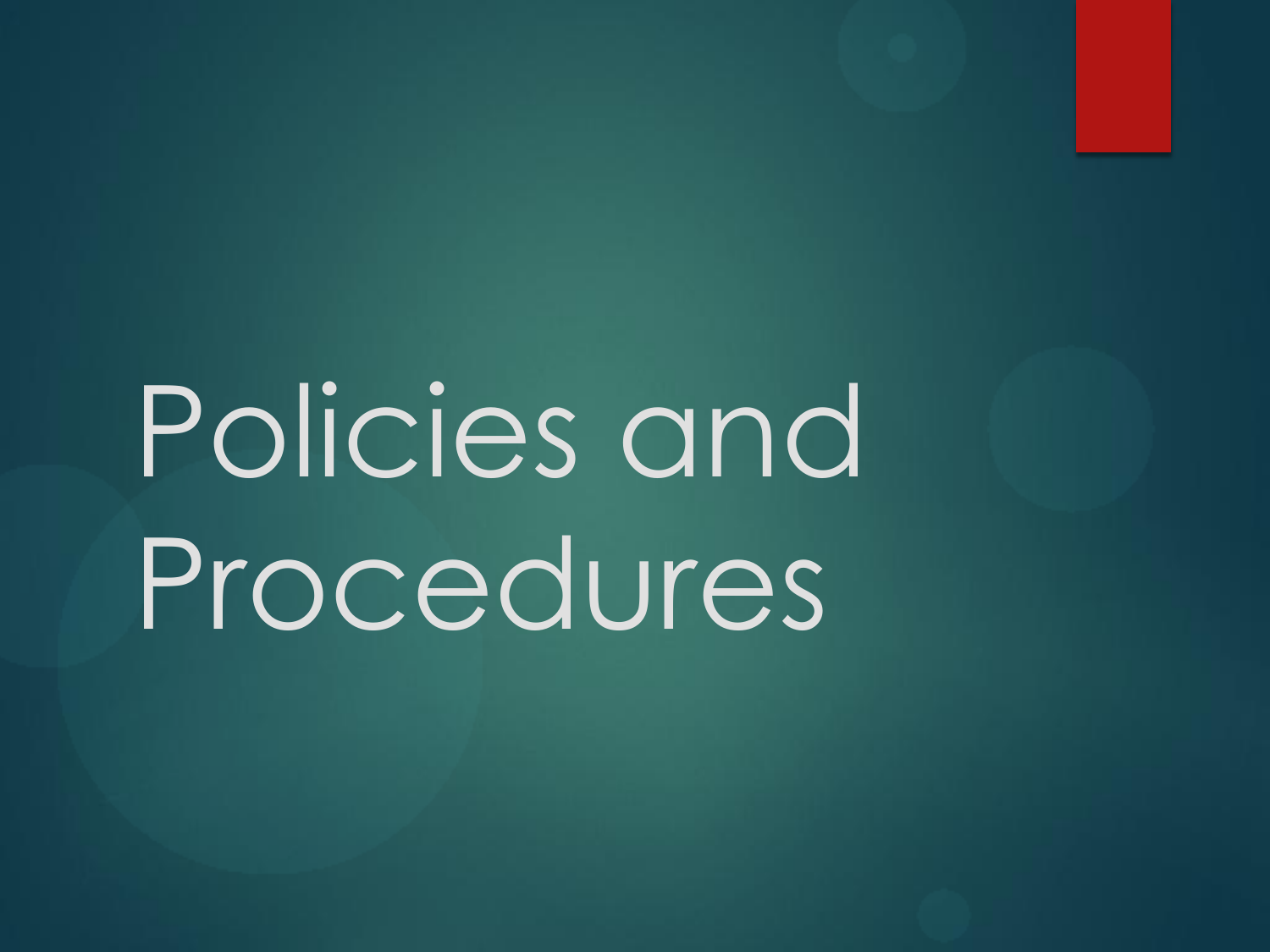# Policies and Procedures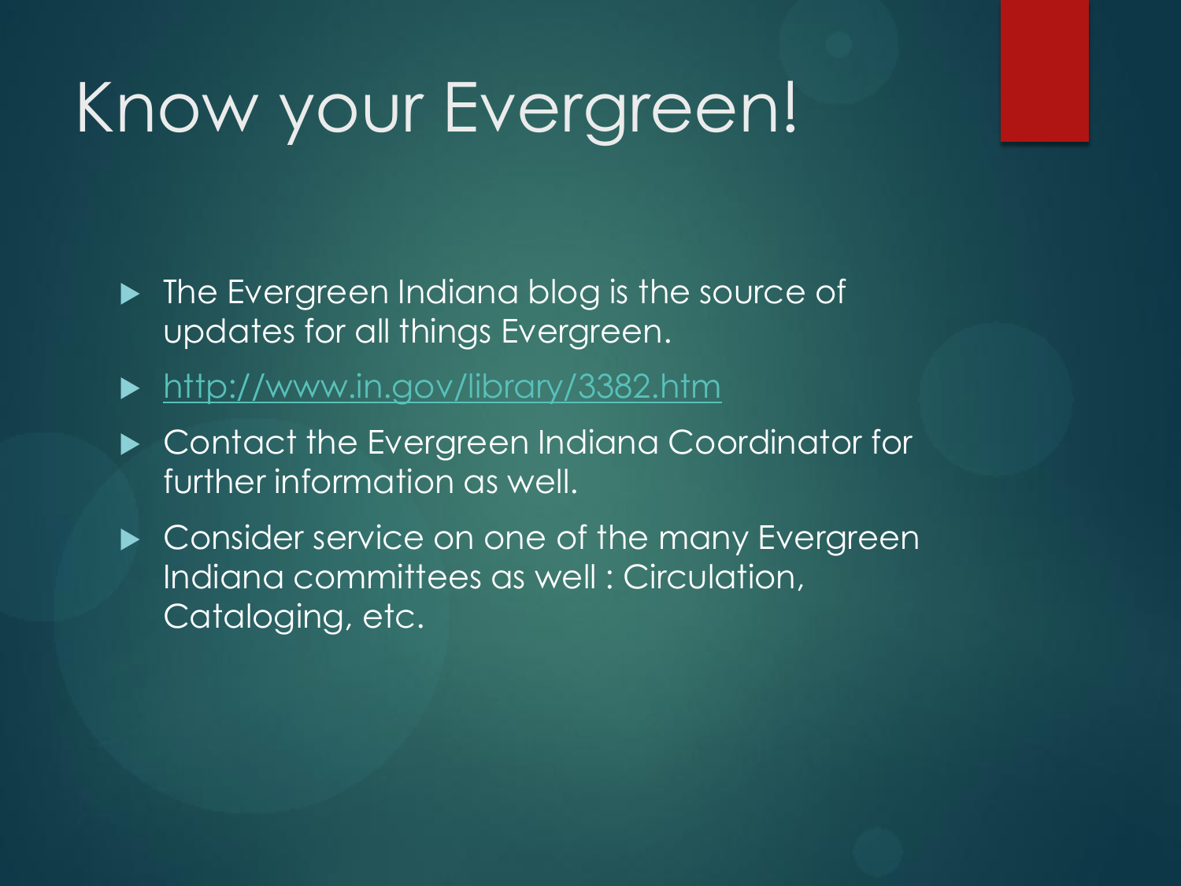# Know your Evergreen!

- The Evergreen Indiana blog is the source of updates for all things Evergreen.
- http://www.in.gov/library/3382.htm
- Contact the Evergreen Indiana Coordinator for further information as well.
- Consider service on one of the many Evergreen Indiana committees as well : Circulation, Cataloging, etc.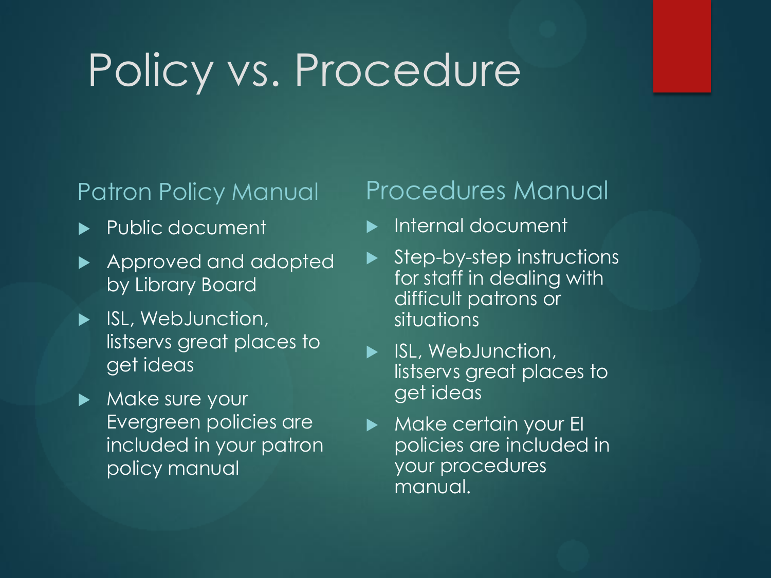# Policy vs. Procedure

## Patron Policy Manual

- Public document
- Approved and adopted by Library Board
- ISL, WebJunction, listservs great places to get ideas
- Make sure your Evergreen policies are included in your patron policy manual

## Procedures Manual

- Internal document
- Step-by-step instructions for staff in dealing with difficult patrons or situations
- ISL, WebJunction, listservs great places to get ideas
- Make certain your EI policies are included in your procedures manual.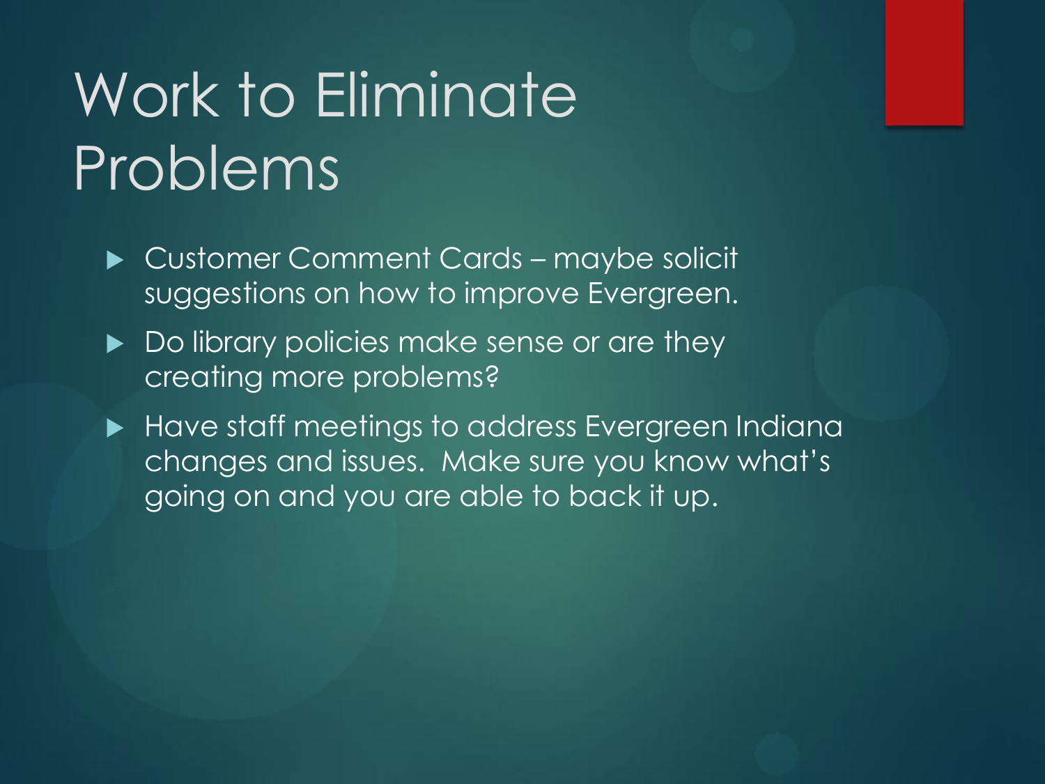# Work to Eliminate Problems

- Customer Comment Cards – maybe solicit suggestions on how to improve Evergreen.
- Do library policies make sense or are they creating more problems?
- Have staff meetings to address Evergreen Indiana changes and issues. Make sure you know what's going on and you are able to back it up.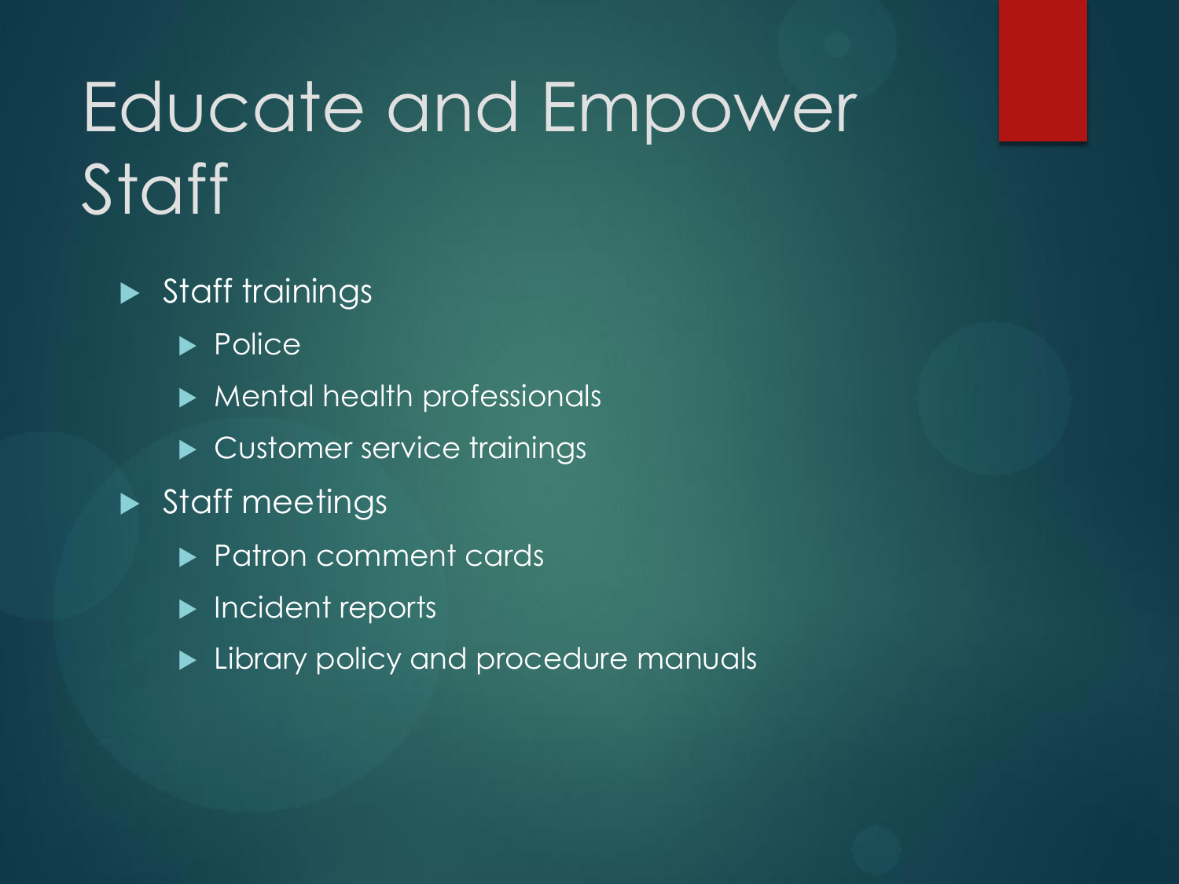# Educate and Empower Staff

- Staff trainings
  - Police
  - Mental health professionals
  - Customer service trainings
- Staff meetings
  - Patron comment cards
  - Incident reports
  - Library policy and procedure manuals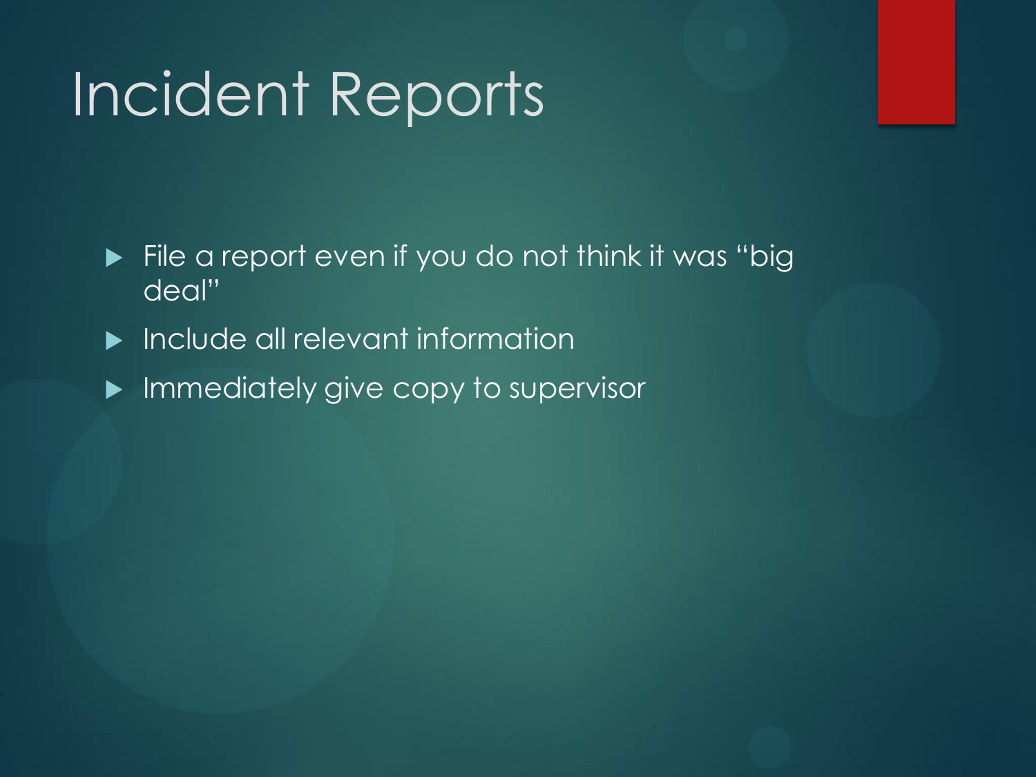# Incident Reports

- File a report even if you do not think it was "big deal"
- Include all relevant information
- Immediately give copy to supervisor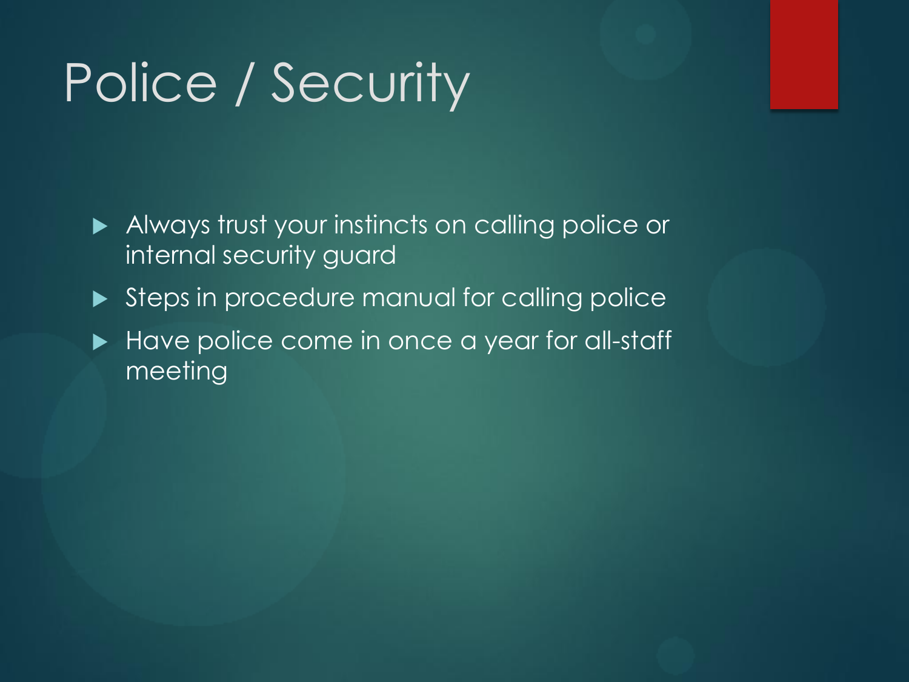# Police / Security

- Always trust your instincts on calling police or internal security guard
- Steps in procedure manual for calling police
- Have police come in once a year for all-staff meeting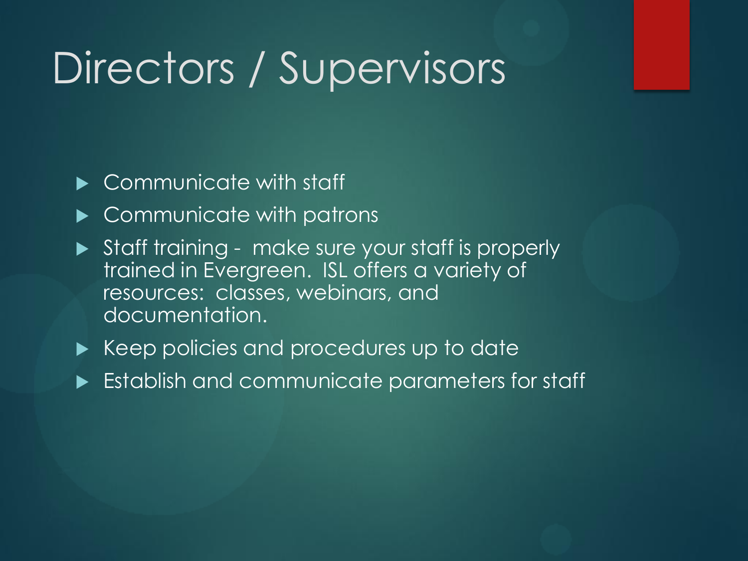# Directors / Supervisors

- Communicate with staff
- Communicate with patrons
- Staff training - make sure your staff is properly trained in Evergreen. ISL offers a variety of resources: classes, webinars, and documentation.
- Keep policies and procedures up to date
- Establish and communicate parameters for staff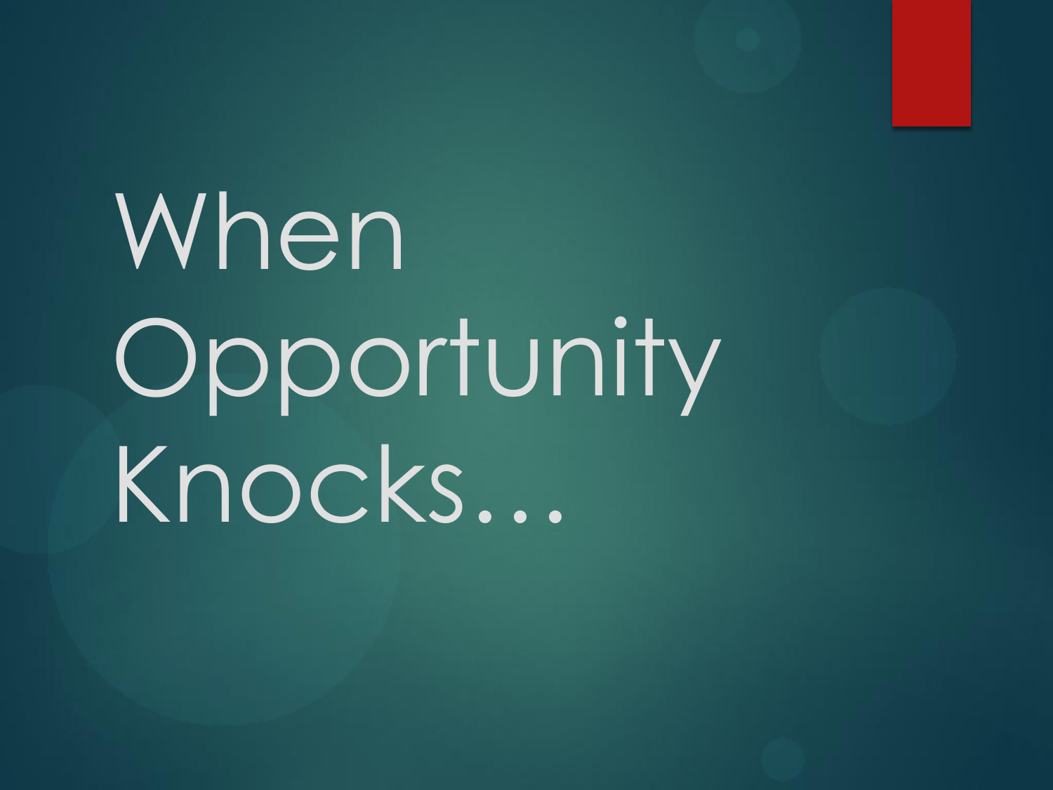# When Opportunity Knocks…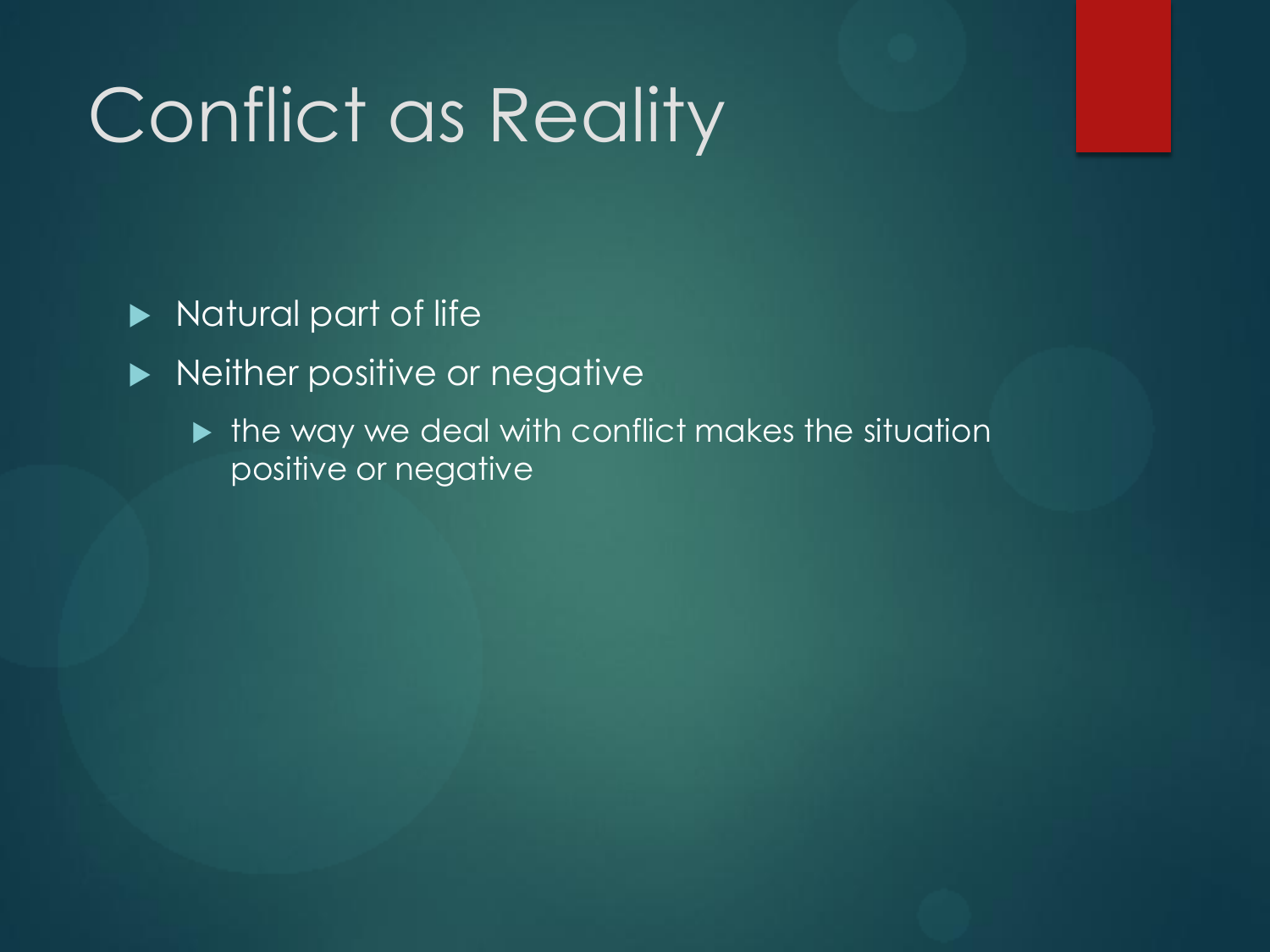# Conflict as Reality

- Natural part of life
- Neither positive or negative
  - the way we deal with conflict makes the situation positive or negative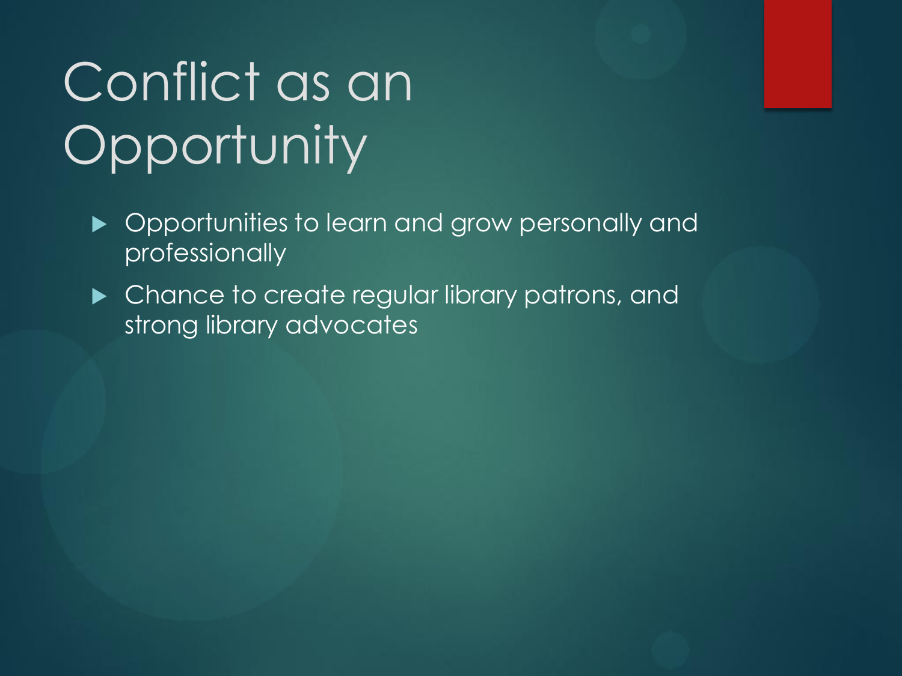# Conflict as an Opportunity

- Opportunities to learn and grow personally and professionally
- Chance to create regular library patrons, and strong library advocates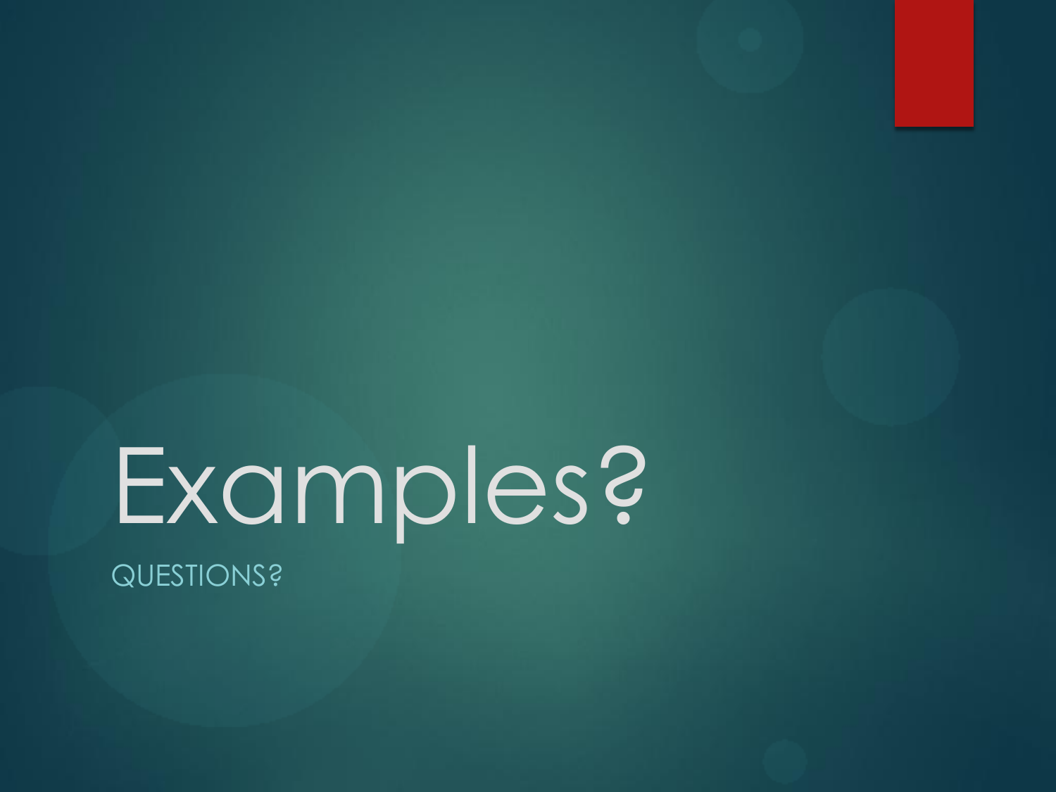# Examples?

QUESTIONS?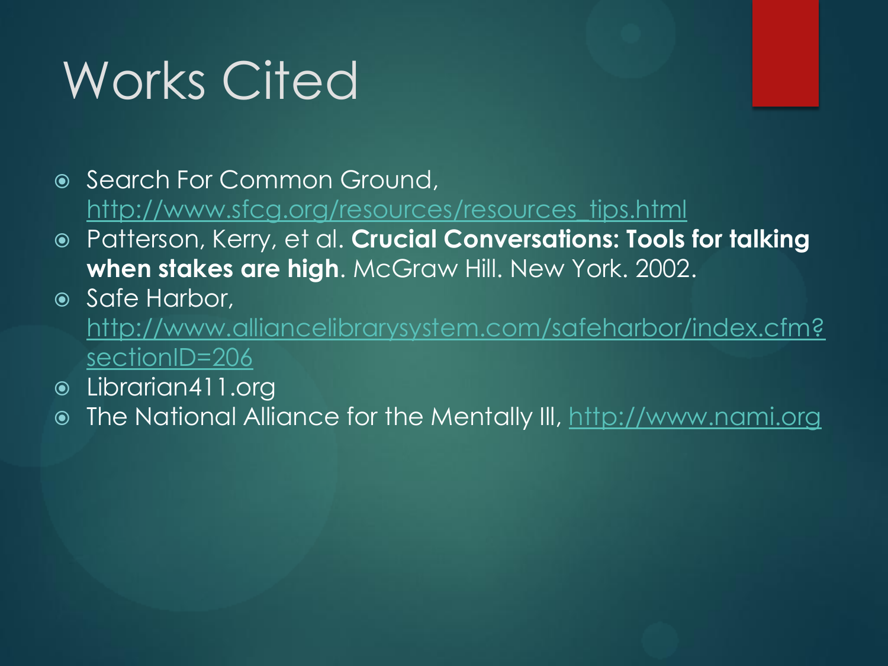# Works Cited

- Search For Common Ground, http://www.sfcg.org/resources/resources_tips.html
- Patterson, Kerry, et al. **Crucial Conversations: Tools for talking when stakes are high**. McGraw Hill. New York. 2002.
- Safe Harbor, http://www.alliancelibrarysystem.com/safeharbor/index.cfm?sectionID=206
- Librarian411.org
- The National Alliance for the Mentally Ill, http://www.nami.org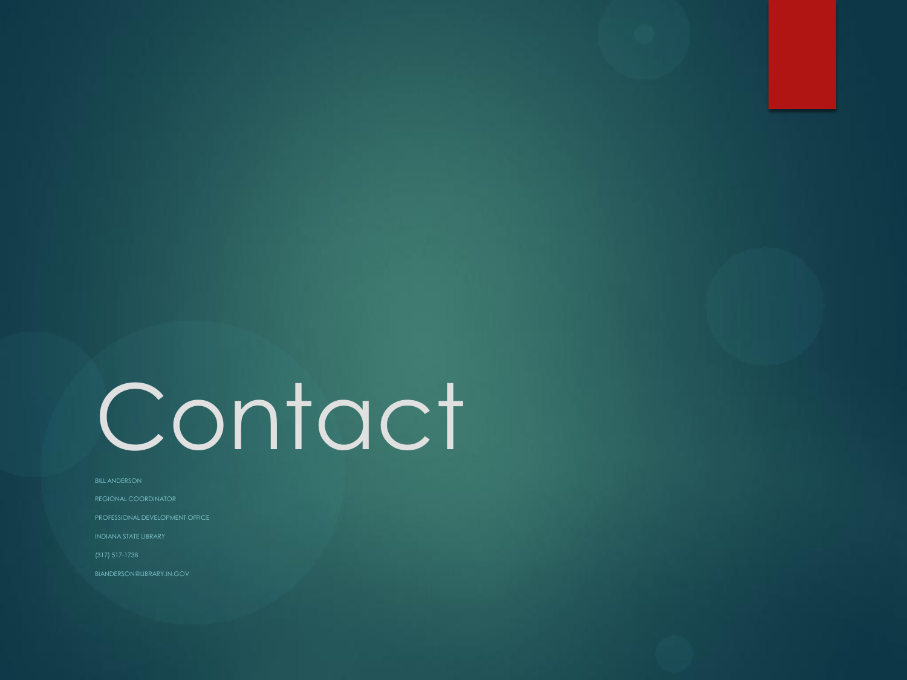# Contact

BILL ANDERSON

REGIONAL COORDINATOR

PROFESSIONAL DEVELOPMENT OFFICE

INDIANA STATE LIBRARY

(317) 517-1738

BIANDERSON@LIBRARY.IN.GOV